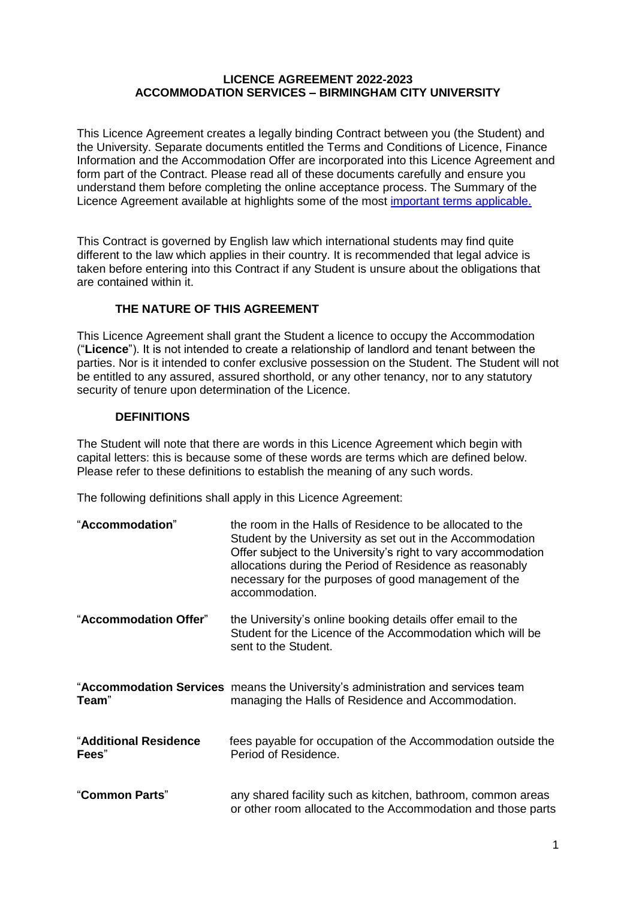# LICENCE AGREEMENT 2022-2023
# ACCOMMODATION SERVICES – BIRMINGHAM CITY UNIVERSITY

This Licence Agreement creates a legally binding Contract between you (the Student) and the University. Separate documents entitled the Terms and Conditions of Licence, Finance Information and the Accommodation Offer are incorporated into this Licence Agreement and form part of the Contract. Please read all of these documents carefully and ensure you understand them before completing the online acceptance process. The Summary of the Licence Agreement available at highlights some of the most important terms applicable.

This Contract is governed by English law which international students may find quite different to the law which applies in their country. It is recommended that legal advice is taken before entering into this Contract if any Student is unsure about the obligations that are contained within it.

## THE NATURE OF THIS AGREEMENT

This Licence Agreement shall grant the Student a licence to occupy the Accommodation ("**Licence**"). It is not intended to create a relationship of landlord and tenant between the parties. Nor is it intended to confer exclusive possession on the Student. The Student will not be entitled to any assured, assured shorthold, or any other tenancy, nor to any statutory security of tenure upon determination of the Licence.

## DEFINITIONS

The Student will note that there are words in this Licence Agreement which begin with capital letters: this is because some of these words are terms which are defined below. Please refer to these definitions to establish the meaning of any such words.

The following definitions shall apply in this Licence Agreement:

| | |
|---|---|
| "**Accommodation**" | the room in the Halls of Residence to be allocated to the Student by the University as set out in the Accommodation Offer subject to the University's right to vary accommodation allocations during the Period of Residence as reasonably necessary for the purposes of good management of the accommodation. |
| "**Accommodation Offer**" | the University's online booking details offer email to the Student for the Licence of the Accommodation which will be sent to the Student. |
| "**Accommodation Services Team**" | means the University's administration and services team managing the Halls of Residence and Accommodation. |
| "**Additional Residence Fees**" | fees payable for occupation of the Accommodation outside the Period of Residence. |
| "**Common Parts**" | any shared facility such as kitchen, bathroom, common areas or other room allocated to the Accommodation and those parts |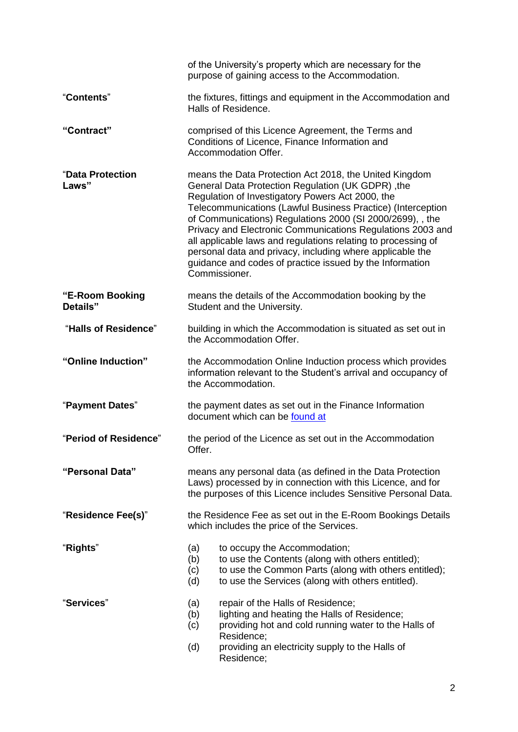| | |
|---|---|
| | of the University's property which are necessary for the purpose of gaining access to the Accommodation. |
| "**Contents**" | the fixtures, fittings and equipment in the Accommodation and Halls of Residence. |
| **"Contract"** | comprised of this Licence Agreement, the Terms and Conditions of Licence, Finance Information and Accommodation Offer. |
| "**Data Protection Laws"** | means the Data Protection Act 2018, the United Kingdom General Data Protection Regulation (UK GDPR) ,the Regulation of Investigatory Powers Act 2000, the Telecommunications (Lawful Business Practice) (Interception of Communications) Regulations 2000 (SI 2000/2699), , the Privacy and Electronic Communications Regulations 2003 and all applicable laws and regulations relating to processing of personal data and privacy, including where applicable the guidance and codes of practice issued by the Information Commissioner. |
| **"E-Room Booking Details"** | means the details of the Accommodation booking by the Student and the University. |
| "**Halls of Residence**" | building in which the Accommodation is situated as set out in the Accommodation Offer. |
| **"Online Induction"** | the Accommodation Online Induction process which provides information relevant to the Student's arrival and occupancy of the Accommodation. |
| "**Payment Dates**" | the payment dates as set out in the Finance Information document which can be found at |
| "**Period of Residence**" | the period of the Licence as set out in the Accommodation Offer. |
| **"Personal Data"** | means any personal data (as defined in the Data Protection Laws) processed by in connection with this Licence, and for the purposes of this Licence includes Sensitive Personal Data. |
| "**Residence Fee(s)**" | the Residence Fee as set out in the E-Room Bookings Details which includes the price of the Services. |
| "**Rights**" | (a) to occupy the Accommodation;<br>(b) to use the Contents (along with others entitled);<br>(c) to use the Common Parts (along with others entitled);<br>(d) to use the Services (along with others entitled). |
| "**Services**" | (a) repair of the Halls of Residence;<br>(b) lighting and heating the Halls of Residence;<br>(c) providing hot and cold running water to the Halls of Residence;<br>(d) providing an electricity supply to the Halls of Residence; |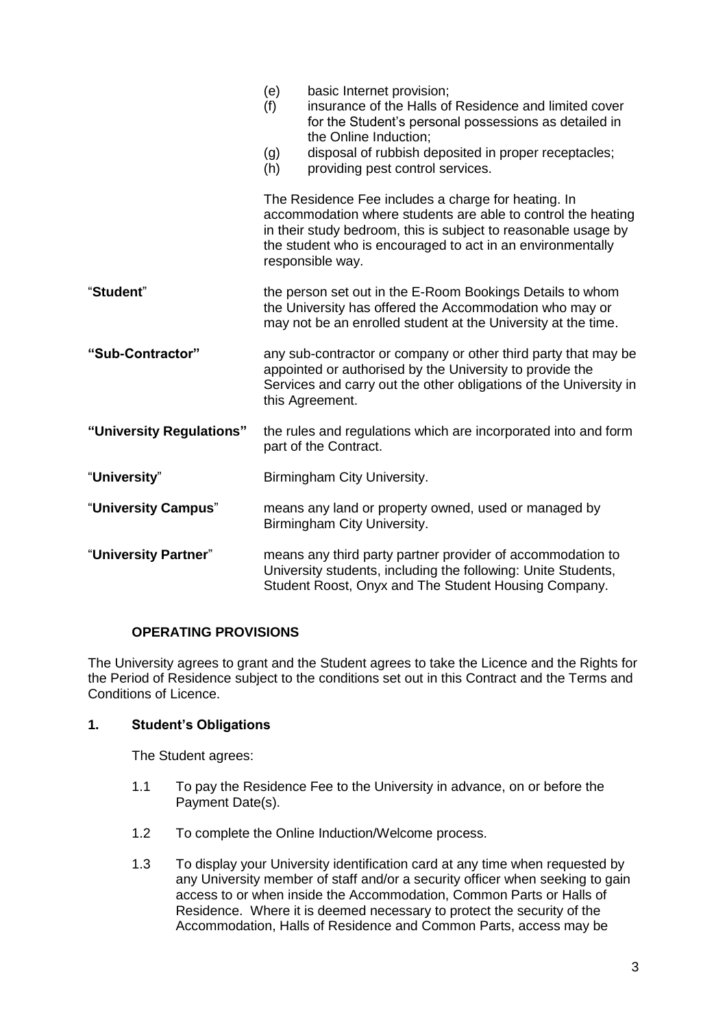(e) basic Internet provision;
(f) insurance of the Halls of Residence and limited cover for the Student's personal possessions as detailed in the Online Induction;
(g) disposal of rubbish deposited in proper receptacles;
(h) providing pest control services.

The Residence Fee includes a charge for heating. In accommodation where students are able to control the heating in their study bedroom, this is subject to reasonable usage by the student who is encouraged to act in an environmentally responsible way.

"**Student**" the person set out in the E-Room Bookings Details to whom the University has offered the Accommodation who may or may not be an enrolled student at the University at the time.

**"Sub-Contractor"** any sub-contractor or company or other third party that may be appointed or authorised by the University to provide the Services and carry out the other obligations of the University in this Agreement.

**"University Regulations"** the rules and regulations which are incorporated into and form part of the Contract.

"**University**" Birmingham City University.

"**University Campus**" means any land or property owned, used or managed by Birmingham City University.

"**University Partner**" means any third party partner provider of accommodation to University students, including the following: Unite Students, Student Roost, Onyx and The Student Housing Company.

## OPERATING PROVISIONS

The University agrees to grant and the Student agrees to take the Licence and the Rights for the Period of Residence subject to the conditions set out in this Contract and the Terms and Conditions of Licence.

### 1. Student's Obligations

The Student agrees:

1.1 To pay the Residence Fee to the University in advance, on or before the Payment Date(s).

1.2 To complete the Online Induction/Welcome process.

1.3 To display your University identification card at any time when requested by any University member of staff and/or a security officer when seeking to gain access to or when inside the Accommodation, Common Parts or Halls of Residence. Where it is deemed necessary to protect the security of the Accommodation, Halls of Residence and Common Parts, access may be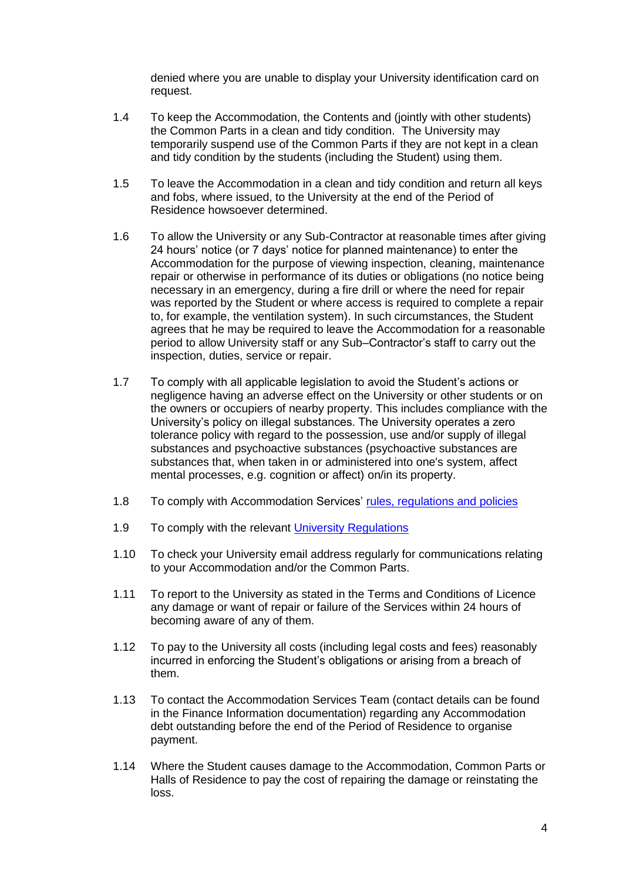denied where you are unable to display your University identification card on request.

1.4 To keep the Accommodation, the Contents and (jointly with other students) the Common Parts in a clean and tidy condition. The University may temporarily suspend use of the Common Parts if they are not kept in a clean and tidy condition by the students (including the Student) using them.

1.5 To leave the Accommodation in a clean and tidy condition and return all keys and fobs, where issued, to the University at the end of the Period of Residence howsoever determined.

1.6 To allow the University or any Sub-Contractor at reasonable times after giving 24 hours' notice (or 7 days' notice for planned maintenance) to enter the Accommodation for the purpose of viewing inspection, cleaning, maintenance repair or otherwise in performance of its duties or obligations (no notice being necessary in an emergency, during a fire drill or where the need for repair was reported by the Student or where access is required to complete a repair to, for example, the ventilation system). In such circumstances, the Student agrees that he may be required to leave the Accommodation for a reasonable period to allow University staff or any Sub–Contractor's staff to carry out the inspection, duties, service or repair.

1.7 To comply with all applicable legislation to avoid the Student's actions or negligence having an adverse effect on the University or other students or on the owners or occupiers of nearby property. This includes compliance with the University's policy on illegal substances. The University operates a zero tolerance policy with regard to the possession, use and/or supply of illegal substances and psychoactive substances (psychoactive substances are substances that, when taken in or administered into one's system, affect mental processes, e.g. cognition or affect) on/in its property.

1.8 To comply with Accommodation Services' rules, regulations and policies

1.9 To comply with the relevant University Regulations

1.10 To check your University email address regularly for communications relating to your Accommodation and/or the Common Parts.

1.11 To report to the University as stated in the Terms and Conditions of Licence any damage or want of repair or failure of the Services within 24 hours of becoming aware of any of them.

1.12 To pay to the University all costs (including legal costs and fees) reasonably incurred in enforcing the Student's obligations or arising from a breach of them.

1.13 To contact the Accommodation Services Team (contact details can be found in the Finance Information documentation) regarding any Accommodation debt outstanding before the end of the Period of Residence to organise payment.

1.14 Where the Student causes damage to the Accommodation, Common Parts or Halls of Residence to pay the cost of repairing the damage or reinstating the loss.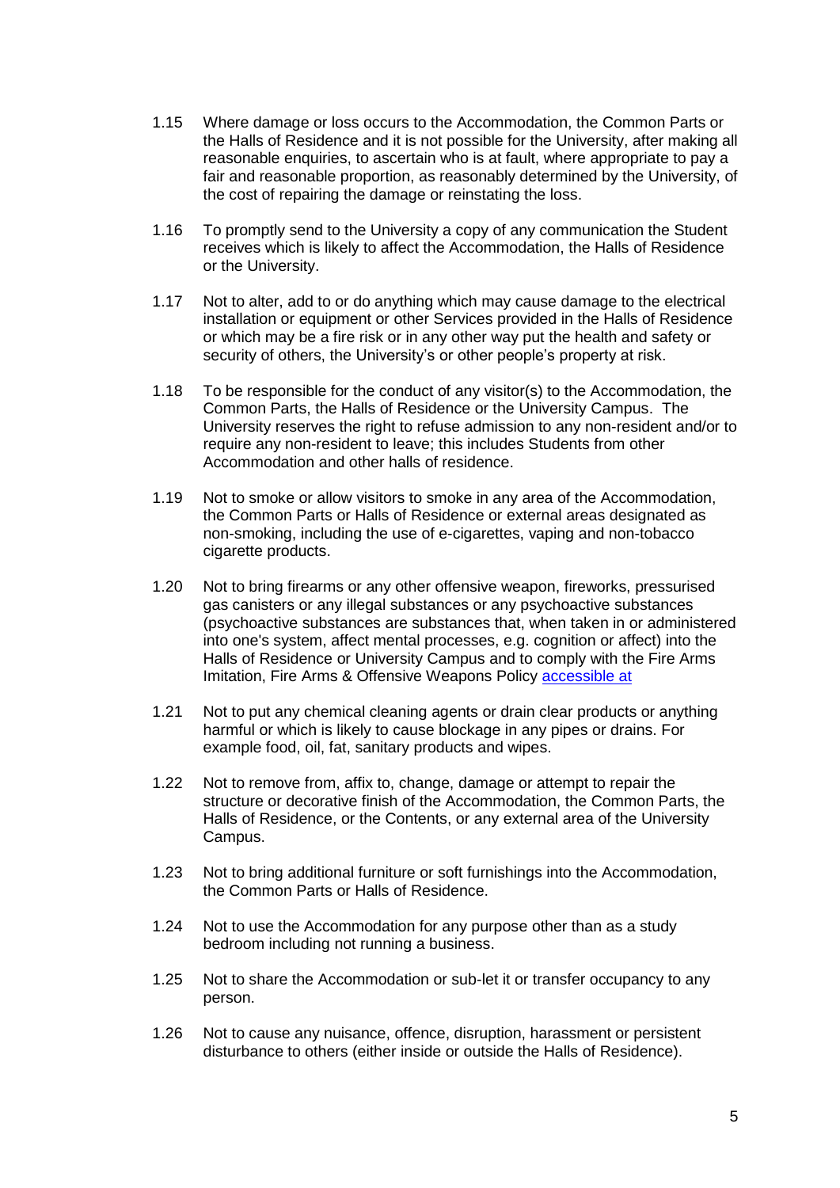1.15 Where damage or loss occurs to the Accommodation, the Common Parts or the Halls of Residence and it is not possible for the University, after making all reasonable enquiries, to ascertain who is at fault, where appropriate to pay a fair and reasonable proportion, as reasonably determined by the University, of the cost of repairing the damage or reinstating the loss.

1.16 To promptly send to the University a copy of any communication the Student receives which is likely to affect the Accommodation, the Halls of Residence or the University.

1.17 Not to alter, add to or do anything which may cause damage to the electrical installation or equipment or other Services provided in the Halls of Residence or which may be a fire risk or in any other way put the health and safety or security of others, the University's or other people's property at risk.

1.18 To be responsible for the conduct of any visitor(s) to the Accommodation, the Common Parts, the Halls of Residence or the University Campus. The University reserves the right to refuse admission to any non-resident and/or to require any non-resident to leave; this includes Students from other Accommodation and other halls of residence.

1.19 Not to smoke or allow visitors to smoke in any area of the Accommodation, the Common Parts or Halls of Residence or external areas designated as non-smoking, including the use of e-cigarettes, vaping and non-tobacco cigarette products.

1.20 Not to bring firearms or any other offensive weapon, fireworks, pressurised gas canisters or any illegal substances or any psychoactive substances (psychoactive substances are substances that, when taken in or administered into one's system, affect mental processes, e.g. cognition or affect) into the Halls of Residence or University Campus and to comply with the Fire Arms Imitation, Fire Arms & Offensive Weapons Policy accessible at

1.21 Not to put any chemical cleaning agents or drain clear products or anything harmful or which is likely to cause blockage in any pipes or drains. For example food, oil, fat, sanitary products and wipes.

1.22 Not to remove from, affix to, change, damage or attempt to repair the structure or decorative finish of the Accommodation, the Common Parts, the Halls of Residence, or the Contents, or any external area of the University Campus.

1.23 Not to bring additional furniture or soft furnishings into the Accommodation, the Common Parts or Halls of Residence.

1.24 Not to use the Accommodation for any purpose other than as a study bedroom including not running a business.

1.25 Not to share the Accommodation or sub-let it or transfer occupancy to any person.

1.26 Not to cause any nuisance, offence, disruption, harassment or persistent disturbance to others (either inside or outside the Halls of Residence).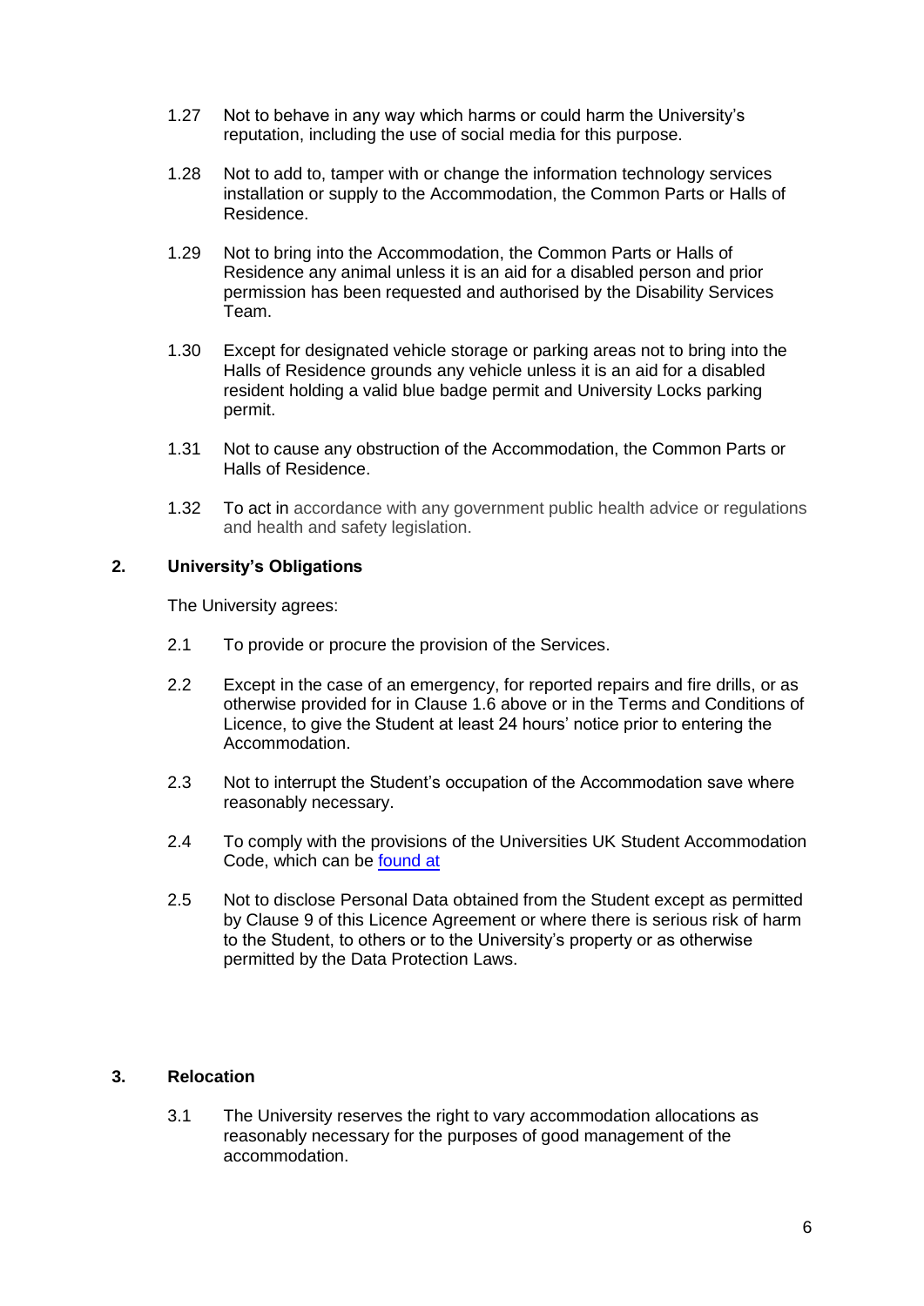1.27 Not to behave in any way which harms or could harm the University's reputation, including the use of social media for this purpose.

1.28 Not to add to, tamper with or change the information technology services installation or supply to the Accommodation, the Common Parts or Halls of Residence.

1.29 Not to bring into the Accommodation, the Common Parts or Halls of Residence any animal unless it is an aid for a disabled person and prior permission has been requested and authorised by the Disability Services Team.

1.30 Except for designated vehicle storage or parking areas not to bring into the Halls of Residence grounds any vehicle unless it is an aid for a disabled resident holding a valid blue badge permit and University Locks parking permit.

1.31 Not to cause any obstruction of the Accommodation, the Common Parts or Halls of Residence.

1.32 To act in accordance with any government public health advice or regulations and health and safety legislation.

## 2. University's Obligations

The University agrees:

2.1 To provide or procure the provision of the Services.

2.2 Except in the case of an emergency, for reported repairs and fire drills, or as otherwise provided for in Clause 1.6 above or in the Terms and Conditions of Licence, to give the Student at least 24 hours' notice prior to entering the Accommodation.

2.3 Not to interrupt the Student's occupation of the Accommodation save where reasonably necessary.

2.4 To comply with the provisions of the Universities UK Student Accommodation Code, which can be found at

2.5 Not to disclose Personal Data obtained from the Student except as permitted by Clause 9 of this Licence Agreement or where there is serious risk of harm to the Student, to others or to the University's property or as otherwise permitted by the Data Protection Laws.

## 3. Relocation

3.1 The University reserves the right to vary accommodation allocations as reasonably necessary for the purposes of good management of the accommodation.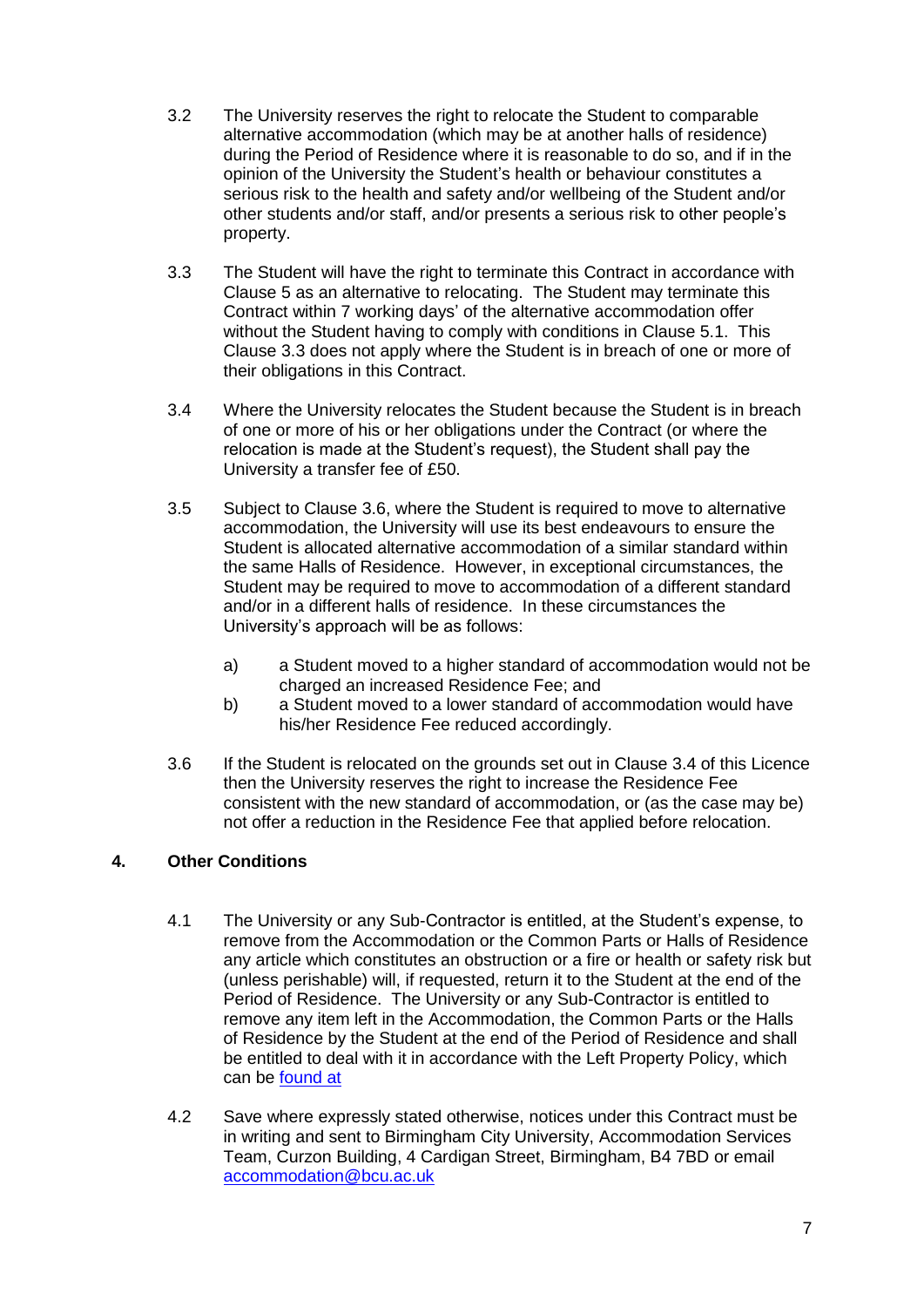3.2 The University reserves the right to relocate the Student to comparable alternative accommodation (which may be at another halls of residence) during the Period of Residence where it is reasonable to do so, and if in the opinion of the University the Student's health or behaviour constitutes a serious risk to the health and safety and/or wellbeing of the Student and/or other students and/or staff, and/or presents a serious risk to other people's property.

3.3 The Student will have the right to terminate this Contract in accordance with Clause 5 as an alternative to relocating. The Student may terminate this Contract within 7 working days' of the alternative accommodation offer without the Student having to comply with conditions in Clause 5.1. This Clause 3.3 does not apply where the Student is in breach of one or more of their obligations in this Contract.

3.4 Where the University relocates the Student because the Student is in breach of one or more of his or her obligations under the Contract (or where the relocation is made at the Student's request), the Student shall pay the University a transfer fee of £50.

3.5 Subject to Clause 3.6, where the Student is required to move to alternative accommodation, the University will use its best endeavours to ensure the Student is allocated alternative accommodation of a similar standard within the same Halls of Residence. However, in exceptional circumstances, the Student may be required to move to accommodation of a different standard and/or in a different halls of residence. In these circumstances the University's approach will be as follows:

a) a Student moved to a higher standard of accommodation would not be charged an increased Residence Fee; and
b) a Student moved to a lower standard of accommodation would have his/her Residence Fee reduced accordingly.

3.6 If the Student is relocated on the grounds set out in Clause 3.4 of this Licence then the University reserves the right to increase the Residence Fee consistent with the new standard of accommodation, or (as the case may be) not offer a reduction in the Residence Fee that applied before relocation.

## 4. Other Conditions

4.1 The University or any Sub-Contractor is entitled, at the Student's expense, to remove from the Accommodation or the Common Parts or Halls of Residence any article which constitutes an obstruction or a fire or health or safety risk but (unless perishable) will, if requested, return it to the Student at the end of the Period of Residence. The University or any Sub-Contractor is entitled to remove any item left in the Accommodation, the Common Parts or the Halls of Residence by the Student at the end of the Period of Residence and shall be entitled to deal with it in accordance with the Left Property Policy, which can be found at

4.2 Save where expressly stated otherwise, notices under this Contract must be in writing and sent to Birmingham City University, Accommodation Services Team, Curzon Building, 4 Cardigan Street, Birmingham, B4 7BD or email accommodation@bcu.ac.uk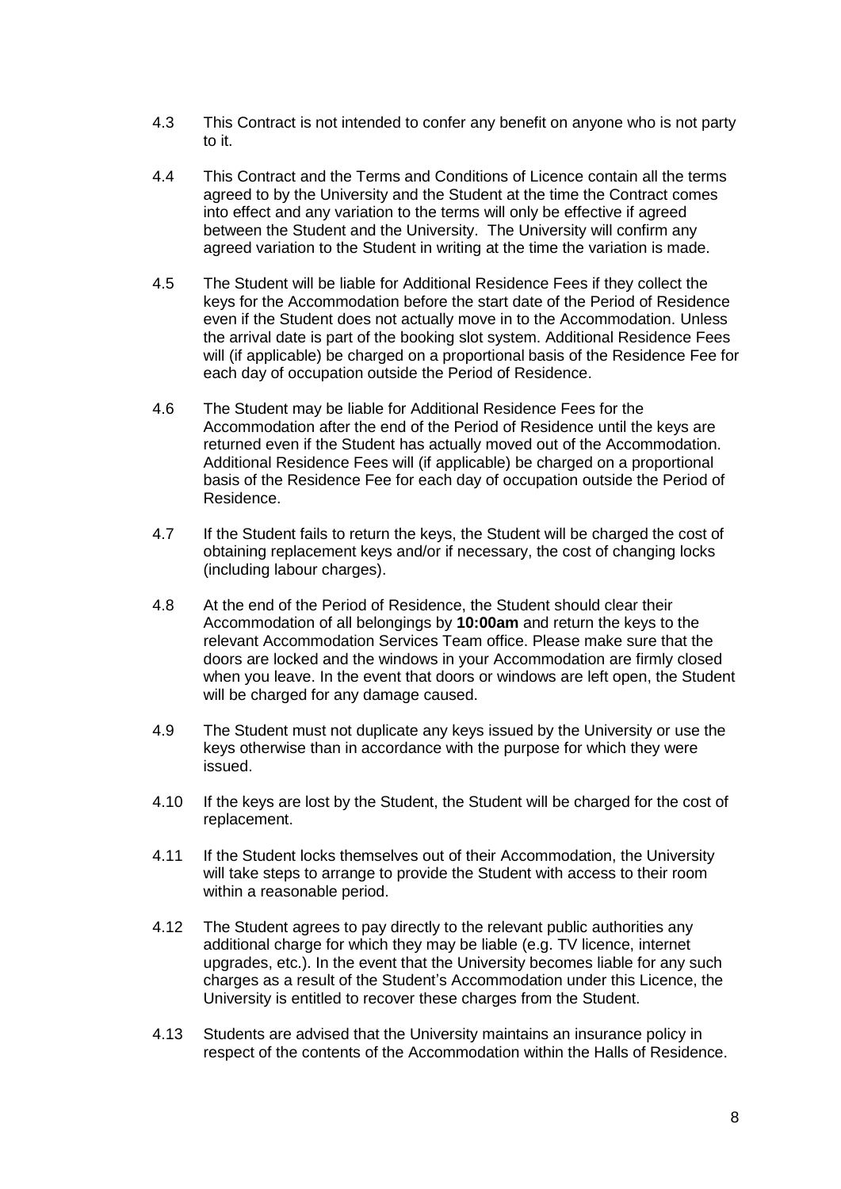4.3 This Contract is not intended to confer any benefit on anyone who is not party to it.

4.4 This Contract and the Terms and Conditions of Licence contain all the terms agreed to by the University and the Student at the time the Contract comes into effect and any variation to the terms will only be effective if agreed between the Student and the University. The University will confirm any agreed variation to the Student in writing at the time the variation is made.

4.5 The Student will be liable for Additional Residence Fees if they collect the keys for the Accommodation before the start date of the Period of Residence even if the Student does not actually move in to the Accommodation. Unless the arrival date is part of the booking slot system. Additional Residence Fees will (if applicable) be charged on a proportional basis of the Residence Fee for each day of occupation outside the Period of Residence.

4.6 The Student may be liable for Additional Residence Fees for the Accommodation after the end of the Period of Residence until the keys are returned even if the Student has actually moved out of the Accommodation. Additional Residence Fees will (if applicable) be charged on a proportional basis of the Residence Fee for each day of occupation outside the Period of Residence.

4.7 If the Student fails to return the keys, the Student will be charged the cost of obtaining replacement keys and/or if necessary, the cost of changing locks (including labour charges).

4.8 At the end of the Period of Residence, the Student should clear their Accommodation of all belongings by **10:00am** and return the keys to the relevant Accommodation Services Team office. Please make sure that the doors are locked and the windows in your Accommodation are firmly closed when you leave. In the event that doors or windows are left open, the Student will be charged for any damage caused.

4.9 The Student must not duplicate any keys issued by the University or use the keys otherwise than in accordance with the purpose for which they were issued.

4.10 If the keys are lost by the Student, the Student will be charged for the cost of replacement.

4.11 If the Student locks themselves out of their Accommodation, the University will take steps to arrange to provide the Student with access to their room within a reasonable period.

4.12 The Student agrees to pay directly to the relevant public authorities any additional charge for which they may be liable (e.g. TV licence, internet upgrades, etc.). In the event that the University becomes liable for any such charges as a result of the Student's Accommodation under this Licence, the University is entitled to recover these charges from the Student.

4.13 Students are advised that the University maintains an insurance policy in respect of the contents of the Accommodation within the Halls of Residence.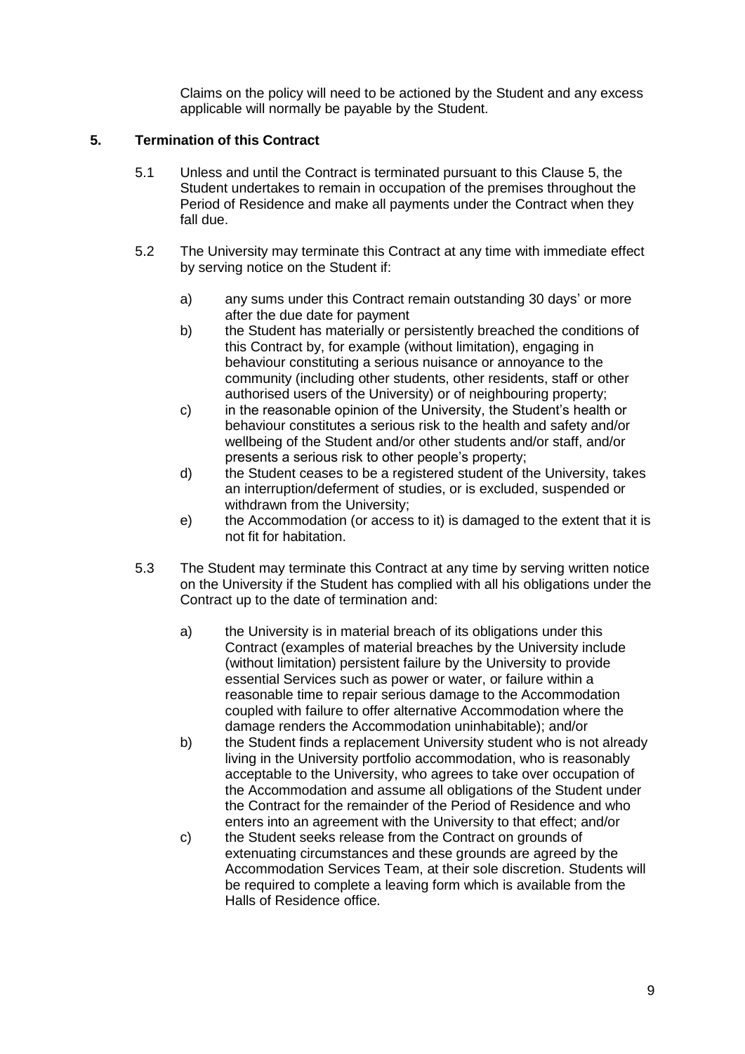Claims on the policy will need to be actioned by the Student and any excess applicable will normally be payable by the Student.

## 5. Termination of this Contract

5.1 Unless and until the Contract is terminated pursuant to this Clause 5, the Student undertakes to remain in occupation of the premises throughout the Period of Residence and make all payments under the Contract when they fall due.

5.2 The University may terminate this Contract at any time with immediate effect by serving notice on the Student if:

a) any sums under this Contract remain outstanding 30 days' or more after the due date for payment

b) the Student has materially or persistently breached the conditions of this Contract by, for example (without limitation), engaging in behaviour constituting a serious nuisance or annoyance to the community (including other students, other residents, staff or other authorised users of the University) or of neighbouring property;

c) in the reasonable opinion of the University, the Student's health or behaviour constitutes a serious risk to the health and safety and/or wellbeing of the Student and/or other students and/or staff, and/or presents a serious risk to other people's property;

d) the Student ceases to be a registered student of the University, takes an interruption/deferment of studies, or is excluded, suspended or withdrawn from the University;

e) the Accommodation (or access to it) is damaged to the extent that it is not fit for habitation.

5.3 The Student may terminate this Contract at any time by serving written notice on the University if the Student has complied with all his obligations under the Contract up to the date of termination and:

a) the University is in material breach of its obligations under this Contract (examples of material breaches by the University include (without limitation) persistent failure by the University to provide essential Services such as power or water, or failure within a reasonable time to repair serious damage to the Accommodation coupled with failure to offer alternative Accommodation where the damage renders the Accommodation uninhabitable); and/or

b) the Student finds a replacement University student who is not already living in the University portfolio accommodation, who is reasonably acceptable to the University, who agrees to take over occupation of the Accommodation and assume all obligations of the Student under the Contract for the remainder of the Period of Residence and who enters into an agreement with the University to that effect; and/or

c) the Student seeks release from the Contract on grounds of extenuating circumstances and these grounds are agreed by the Accommodation Services Team, at their sole discretion. Students will be required to complete a leaving form which is available from the Halls of Residence office.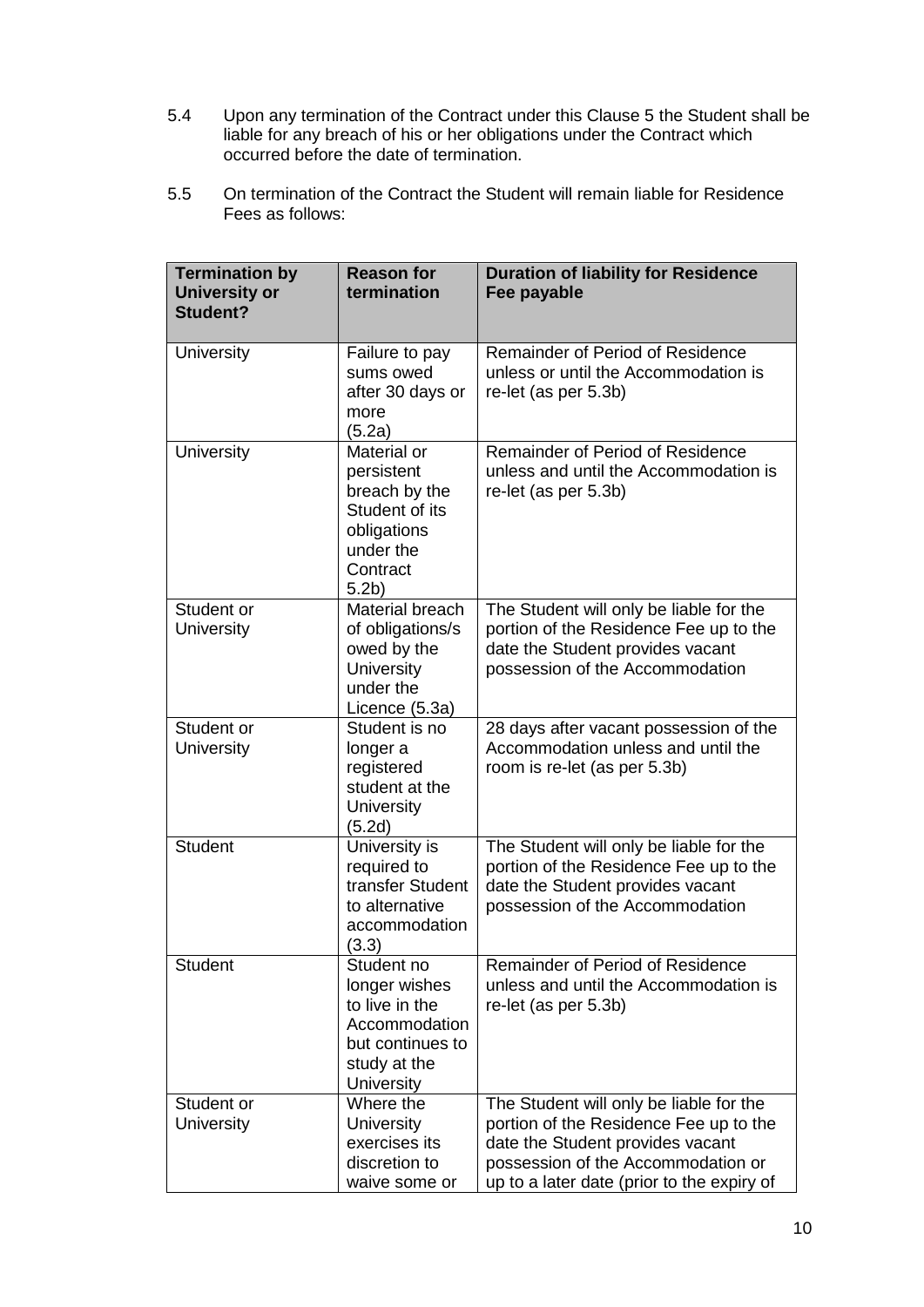5.4 Upon any termination of the Contract under this Clause 5 the Student shall be liable for any breach of his or her obligations under the Contract which occurred before the date of termination.

5.5 On termination of the Contract the Student will remain liable for Residence Fees as follows:

| Termination by University or Student? | Reason for termination | Duration of liability for Residence Fee payable |
|---|---|---|
| University | Failure to pay sums owed after 30 days or more (5.2a) | Remainder of Period of Residence unless or until the Accommodation is re-let (as per 5.3b) |
| University | Material or persistent breach by the Student of its obligations under the Contract 5.2b) | Remainder of Period of Residence unless and until the Accommodation is re-let (as per 5.3b) |
| Student or University | Material breach of obligations/s owed by the University under the Licence (5.3a) | The Student will only be liable for the portion of the Residence Fee up to the date the Student provides vacant possession of the Accommodation |
| Student or University | Student is no longer a registered student at the University (5.2d) | 28 days after vacant possession of the Accommodation unless and until the room is re-let (as per 5.3b) |
| Student | University is required to transfer Student to alternative accommodation (3.3) | The Student will only be liable for the portion of the Residence Fee up to the date the Student provides vacant possession of the Accommodation |
| Student | Student no longer wishes to live in the Accommodation but continues to study at the University | Remainder of Period of Residence unless and until the Accommodation is re-let (as per 5.3b) |
| Student or University | Where the University exercises its discretion to waive some or | The Student will only be liable for the portion of the Residence Fee up to the date the Student provides vacant possession of the Accommodation or up to a later date (prior to the expiry of |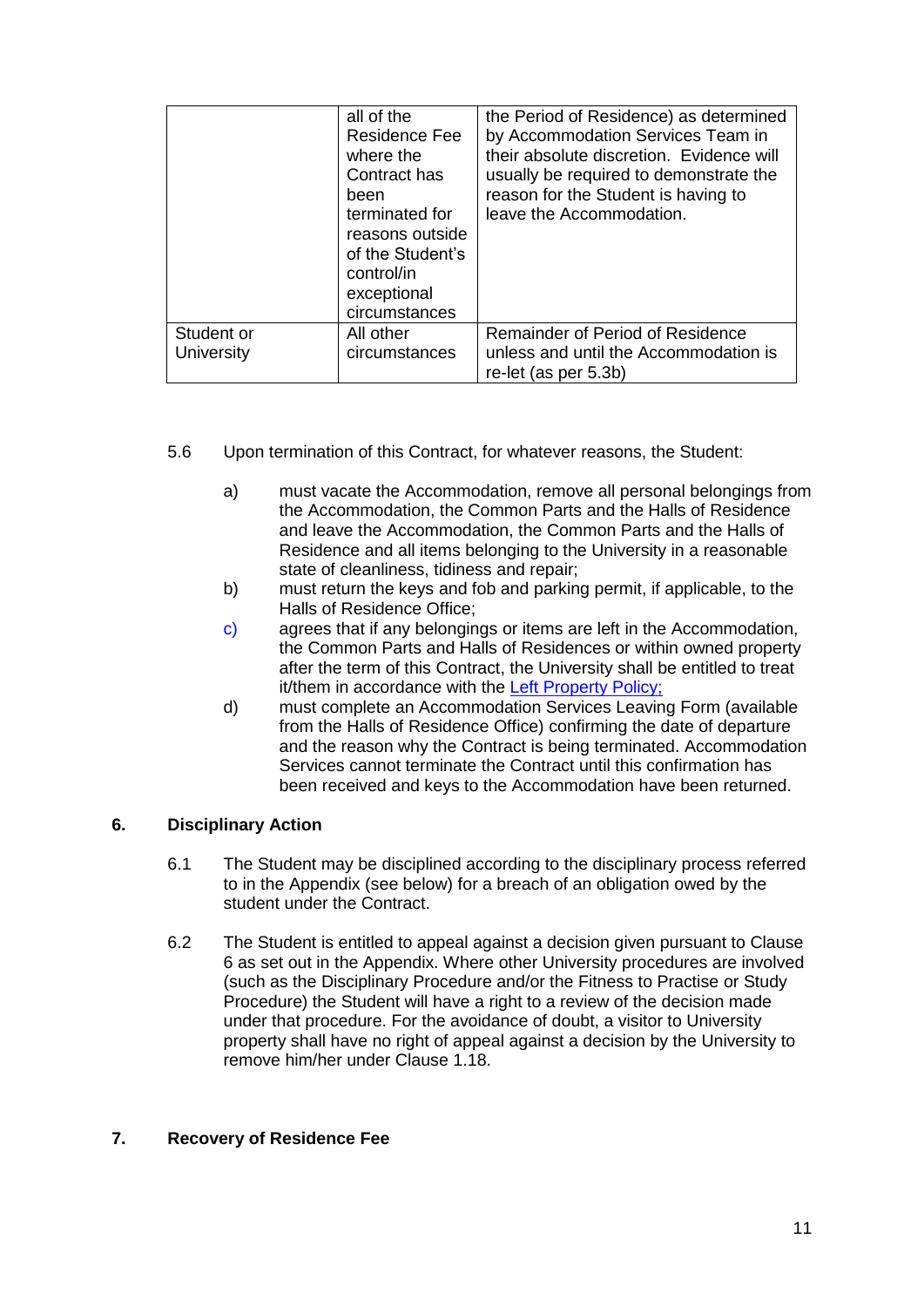| | | |
|---|---|---|
| | all of the Residence Fee where the Contract has been terminated for reasons outside of the Student's control/in exceptional circumstances | the Period of Residence) as determined by Accommodation Services Team in their absolute discretion. Evidence will usually be required to demonstrate the reason for the Student is having to leave the Accommodation. |
| Student or University | All other circumstances | Remainder of Period of Residence unless and until the Accommodation is re-let (as per 5.3b) |

5.6 Upon termination of this Contract, for whatever reasons, the Student:

a) must vacate the Accommodation, remove all personal belongings from the Accommodation, the Common Parts and the Halls of Residence and leave the Accommodation, the Common Parts and the Halls of Residence and all items belonging to the University in a reasonable state of cleanliness, tidiness and repair;

b) must return the keys and fob and parking permit, if applicable, to the Halls of Residence Office;

c) agrees that if any belongings or items are left in the Accommodation, the Common Parts and Halls of Residences or within owned property after the term of this Contract, the University shall be entitled to treat it/them in accordance with the Left Property Policy;

d) must complete an Accommodation Services Leaving Form (available from the Halls of Residence Office) confirming the date of departure and the reason why the Contract is being terminated. Accommodation Services cannot terminate the Contract until this confirmation has been received and keys to the Accommodation have been returned.

## 6. Disciplinary Action

6.1 The Student may be disciplined according to the disciplinary process referred to in the Appendix (see below) for a breach of an obligation owed by the student under the Contract.

6.2 The Student is entitled to appeal against a decision given pursuant to Clause 6 as set out in the Appendix. Where other University procedures are involved (such as the Disciplinary Procedure and/or the Fitness to Practise or Study Procedure) the Student will have a right to a review of the decision made under that procedure. For the avoidance of doubt, a visitor to University property shall have no right of appeal against a decision by the University to remove him/her under Clause 1.18.

## 7. Recovery of Residence Fee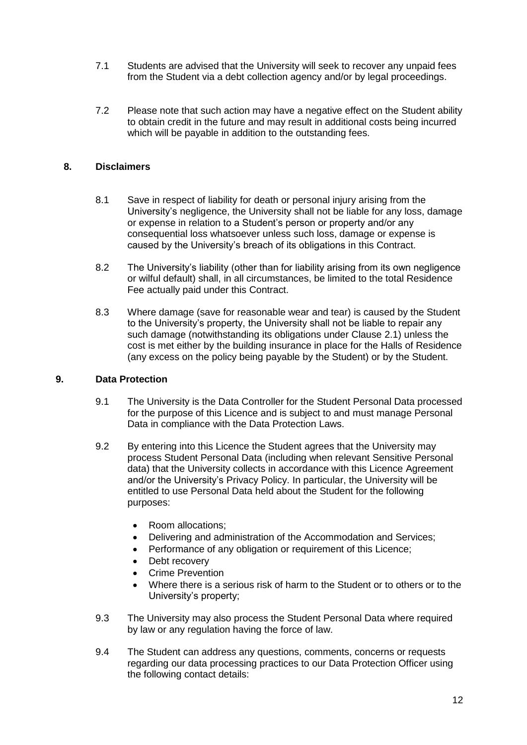7.1 Students are advised that the University will seek to recover any unpaid fees from the Student via a debt collection agency and/or by legal proceedings.

7.2 Please note that such action may have a negative effect on the Student ability to obtain credit in the future and may result in additional costs being incurred which will be payable in addition to the outstanding fees.

## 8. Disclaimers

8.1 Save in respect of liability for death or personal injury arising from the University's negligence, the University shall not be liable for any loss, damage or expense in relation to a Student's person or property and/or any consequential loss whatsoever unless such loss, damage or expense is caused by the University's breach of its obligations in this Contract.

8.2 The University's liability (other than for liability arising from its own negligence or wilful default) shall, in all circumstances, be limited to the total Residence Fee actually paid under this Contract.

8.3 Where damage (save for reasonable wear and tear) is caused by the Student to the University's property, the University shall not be liable to repair any such damage (notwithstanding its obligations under Clause 2.1) unless the cost is met either by the building insurance in place for the Halls of Residence (any excess on the policy being payable by the Student) or by the Student.

## 9. Data Protection

9.1 The University is the Data Controller for the Student Personal Data processed for the purpose of this Licence and is subject to and must manage Personal Data in compliance with the Data Protection Laws.

9.2 By entering into this Licence the Student agrees that the University may process Student Personal Data (including when relevant Sensitive Personal data) that the University collects in accordance with this Licence Agreement and/or the University's Privacy Policy. In particular, the University will be entitled to use Personal Data held about the Student for the following purposes:

- Room allocations;
- Delivering and administration of the Accommodation and Services;
- Performance of any obligation or requirement of this Licence;
- Debt recovery
- Crime Prevention
- Where there is a serious risk of harm to the Student or to others or to the University's property;

9.3 The University may also process the Student Personal Data where required by law or any regulation having the force of law.

9.4 The Student can address any questions, comments, concerns or requests regarding our data processing practices to our Data Protection Officer using the following contact details: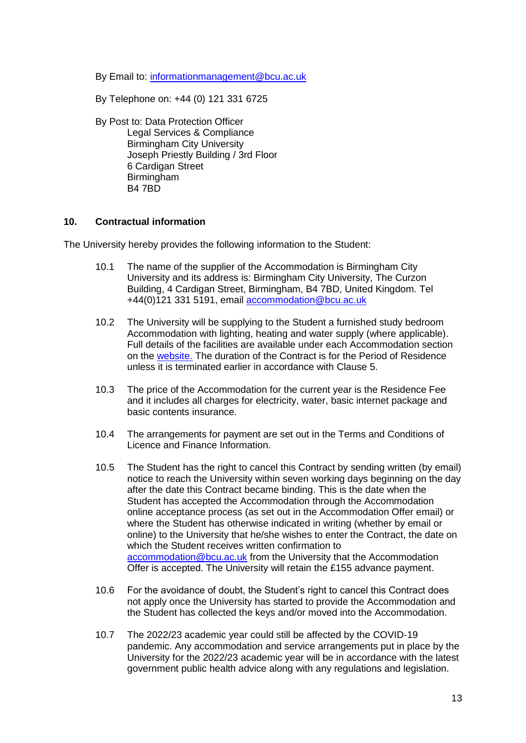By Email to: [informationmanagement@bcu.ac.uk](mailto:informationmanagement@bcu.ac.uk)

By Telephone on: +44 (0) 121 331 6725

By Post to: Data Protection Officer
Legal Services & Compliance
Birmingham City University
Joseph Priestly Building / 3rd Floor
6 Cardigan Street
Birmingham
B4 7BD

## 10. Contractual information

The University hereby provides the following information to the Student:

10.1 The name of the supplier of the Accommodation is Birmingham City University and its address is: Birmingham City University, The Curzon Building, 4 Cardigan Street, Birmingham, B4 7BD, United Kingdom. Tel +44(0)121 331 5191, email [accommodation@bcu.ac.uk](mailto:accommodation@bcu.ac.uk)

10.2 The University will be supplying to the Student a furnished study bedroom Accommodation with lighting, heating and water supply (where applicable). Full details of the facilities are available under each Accommodation section on the [website.](#) The duration of the Contract is for the Period of Residence unless it is terminated earlier in accordance with Clause 5.

10.3 The price of the Accommodation for the current year is the Residence Fee and it includes all charges for electricity, water, basic internet package and basic contents insurance.

10.4 The arrangements for payment are set out in the Terms and Conditions of Licence and Finance Information.

10.5 The Student has the right to cancel this Contract by sending written (by email) notice to reach the University within seven working days beginning on the day after the date this Contract became binding. This is the date when the Student has accepted the Accommodation through the Accommodation online acceptance process (as set out in the Accommodation Offer email) or where the Student has otherwise indicated in writing (whether by email or online) to the University that he/she wishes to enter the Contract, the date on which the Student receives written confirmation to [accommodation@bcu.ac.uk](mailto:accommodation@bcu.ac.uk) from the University that the Accommodation Offer is accepted. The University will retain the £155 advance payment.

10.6 For the avoidance of doubt, the Student's right to cancel this Contract does not apply once the University has started to provide the Accommodation and the Student has collected the keys and/or moved into the Accommodation.

10.7 The 2022/23 academic year could still be affected by the COVID-19 pandemic. Any accommodation and service arrangements put in place by the University for the 2022/23 academic year will be in accordance with the latest government public health advice along with any regulations and legislation.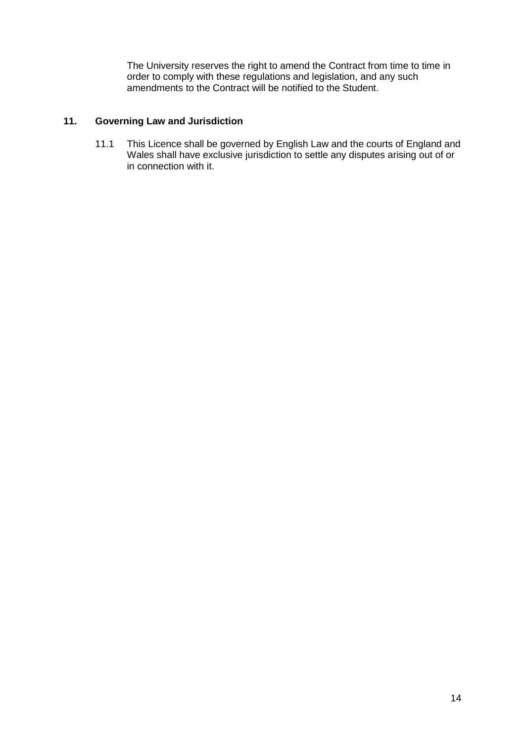The University reserves the right to amend the Contract from time to time in order to comply with these regulations and legislation, and any such amendments to the Contract will be notified to the Student.

## 11. Governing Law and Jurisdiction

11.1 This Licence shall be governed by English Law and the courts of England and Wales shall have exclusive jurisdiction to settle any disputes arising out of or in connection with it.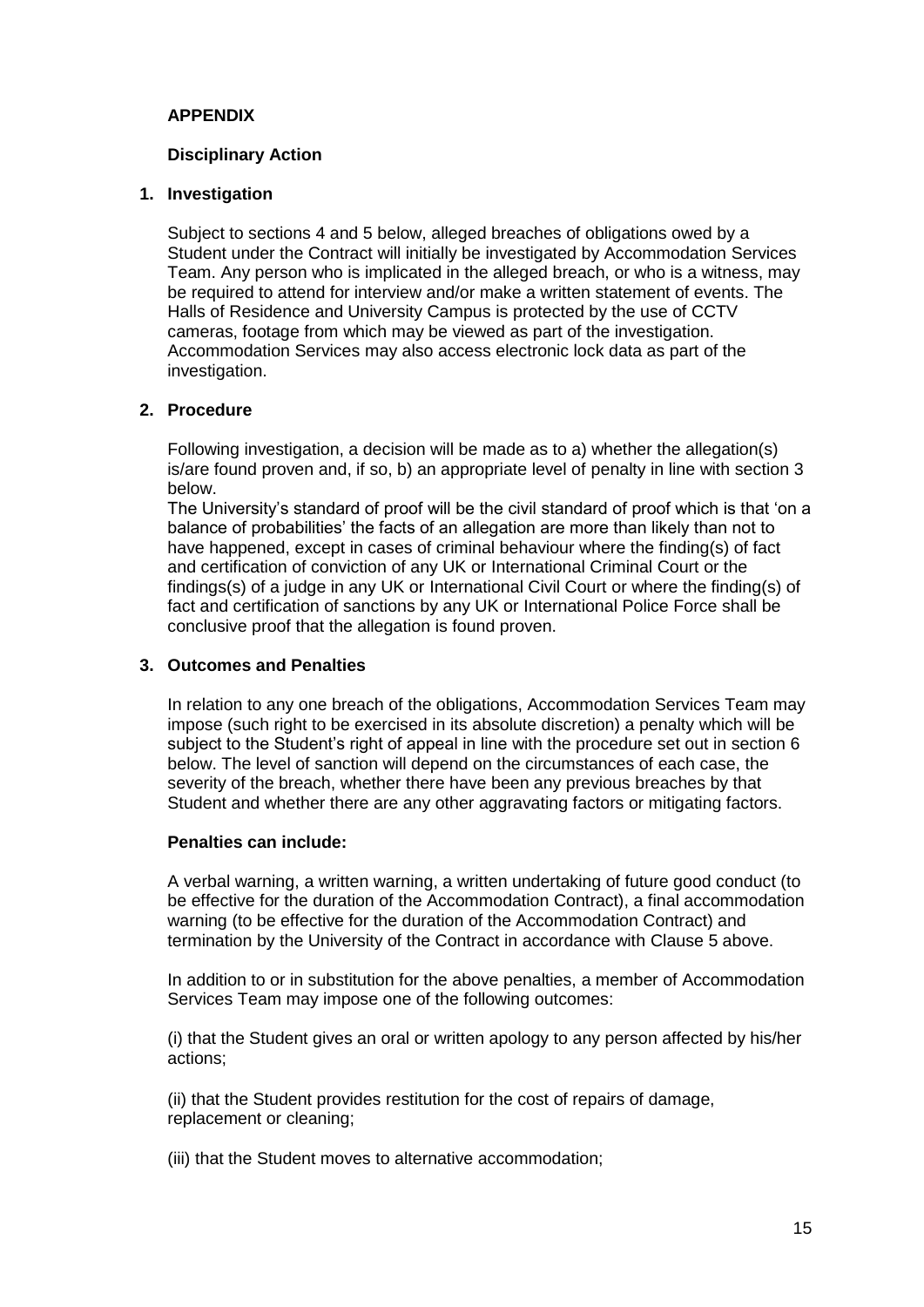## APPENDIX

### Disciplinary Action

### 1. Investigation

Subject to sections 4 and 5 below, alleged breaches of obligations owed by a Student under the Contract will initially be investigated by Accommodation Services Team. Any person who is implicated in the alleged breach, or who is a witness, may be required to attend for interview and/or make a written statement of events. The Halls of Residence and University Campus is protected by the use of CCTV cameras, footage from which may be viewed as part of the investigation. Accommodation Services may also access electronic lock data as part of the investigation.

### 2. Procedure

Following investigation, a decision will be made as to a) whether the allegation(s) is/are found proven and, if so, b) an appropriate level of penalty in line with section 3 below.

The University's standard of proof will be the civil standard of proof which is that 'on a balance of probabilities' the facts of an allegation are more than likely than not to have happened, except in cases of criminal behaviour where the finding(s) of fact and certification of conviction of any UK or International Criminal Court or the findings(s) of a judge in any UK or International Civil Court or where the finding(s) of fact and certification of sanctions by any UK or International Police Force shall be conclusive proof that the allegation is found proven.

### 3. Outcomes and Penalties

In relation to any one breach of the obligations, Accommodation Services Team may impose (such right to be exercised in its absolute discretion) a penalty which will be subject to the Student's right of appeal in line with the procedure set out in section 6 below. The level of sanction will depend on the circumstances of each case, the severity of the breach, whether there have been any previous breaches by that Student and whether there are any other aggravating factors or mitigating factors.

**Penalties can include:**

A verbal warning, a written warning, a written undertaking of future good conduct (to be effective for the duration of the Accommodation Contract), a final accommodation warning (to be effective for the duration of the Accommodation Contract) and termination by the University of the Contract in accordance with Clause 5 above.

In addition to or in substitution for the above penalties, a member of Accommodation Services Team may impose one of the following outcomes:

(i) that the Student gives an oral or written apology to any person affected by his/her actions;

(ii) that the Student provides restitution for the cost of repairs of damage, replacement or cleaning;

(iii) that the Student moves to alternative accommodation;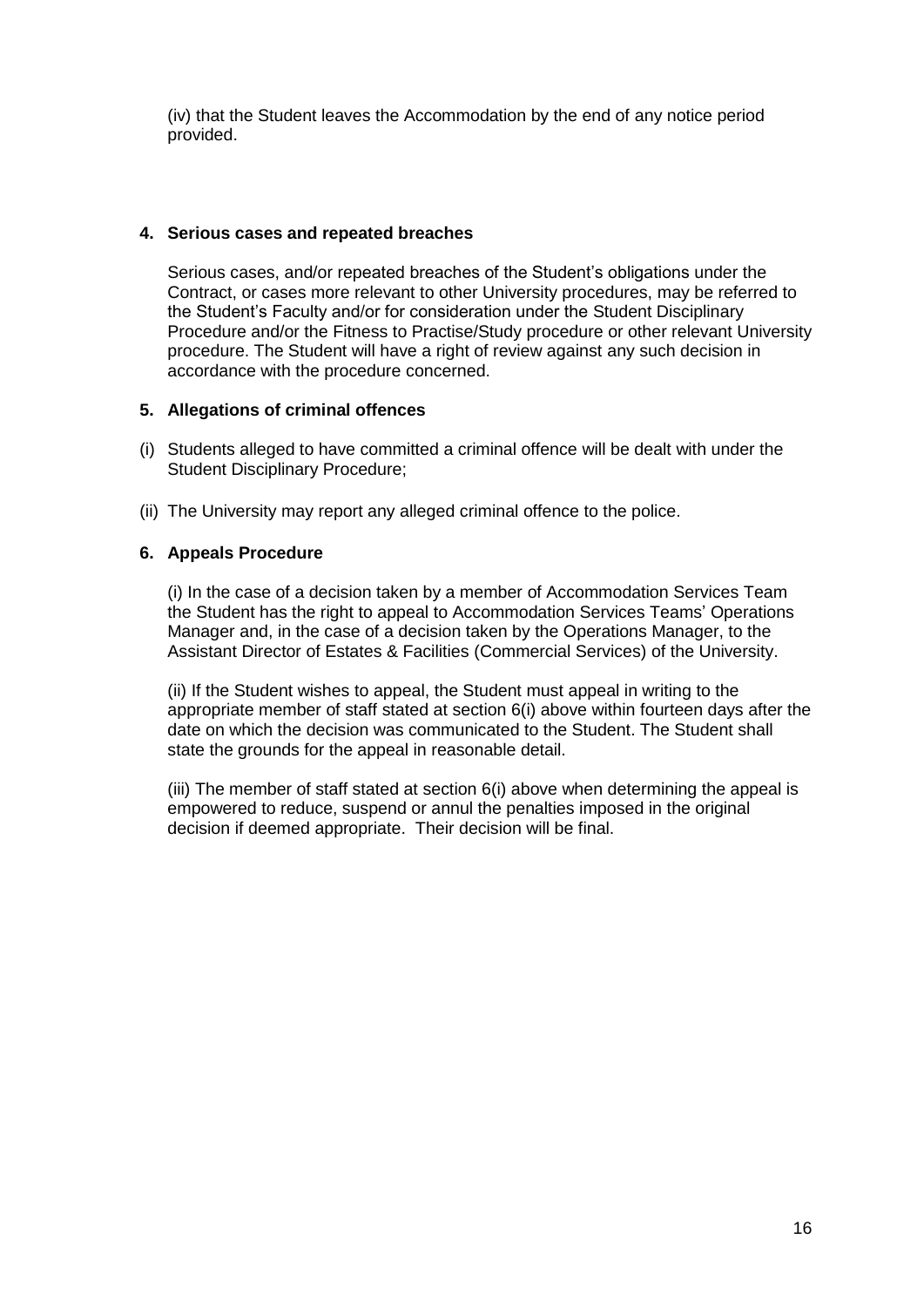(iv) that the Student leaves the Accommodation by the end of any notice period provided.

**4. Serious cases and repeated breaches**

Serious cases, and/or repeated breaches of the Student's obligations under the Contract, or cases more relevant to other University procedures, may be referred to the Student's Faculty and/or for consideration under the Student Disciplinary Procedure and/or the Fitness to Practise/Study procedure or other relevant University procedure. The Student will have a right of review against any such decision in accordance with the procedure concerned.

**5. Allegations of criminal offences**

(i) Students alleged to have committed a criminal offence will be dealt with under the Student Disciplinary Procedure;

(ii) The University may report any alleged criminal offence to the police.

**6. Appeals Procedure**

(i) In the case of a decision taken by a member of Accommodation Services Team the Student has the right to appeal to Accommodation Services Teams' Operations Manager and, in the case of a decision taken by the Operations Manager, to the Assistant Director of Estates & Facilities (Commercial Services) of the University.

(ii) If the Student wishes to appeal, the Student must appeal in writing to the appropriate member of staff stated at section 6(i) above within fourteen days after the date on which the decision was communicated to the Student. The Student shall state the grounds for the appeal in reasonable detail.

(iii) The member of staff stated at section 6(i) above when determining the appeal is empowered to reduce, suspend or annul the penalties imposed in the original decision if deemed appropriate. Their decision will be final.